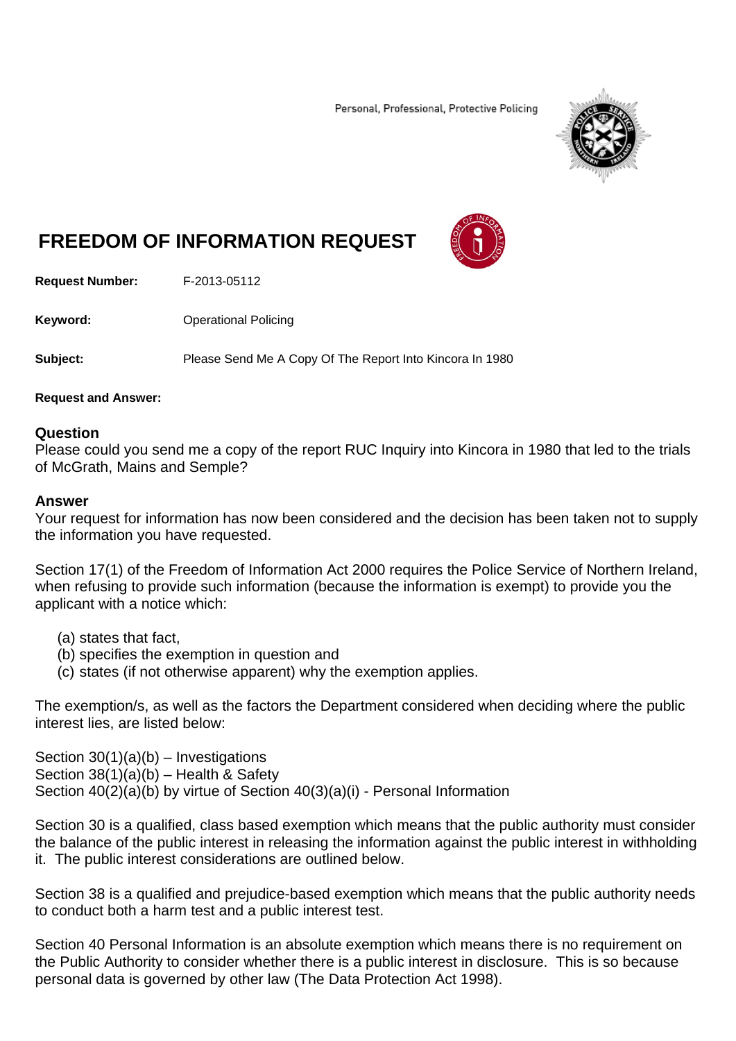Personal, Professional, Protective Policing

# FREEDOM OF INFORMATION REQUEST

**Request Number:** F-2013-05112

**Keyword:** Operational Policing

**Subject:** Please Send Me A Copy Of The Report Into Kincora In 1980

**Request and Answer:**

## Question

Please could you send me a copy of the report RUC Inquiry into Kincora in 1980 that led to the trials of McGrath, Mains and Semple?

## Answer

Your request for information has now been considered and the decision has been taken not to supply the information you have requested.

Section 17(1) of the Freedom of Information Act 2000 requires the Police Service of Northern Ireland, when refusing to provide such information (because the information is exempt) to provide you the applicant with a notice which:

(a) states that fact,
(b) specifies the exemption in question and
(c) states (if not otherwise apparent) why the exemption applies.

The exemption/s, as well as the factors the Department considered when deciding where the public interest lies, are listed below:

Section 30(1)(a)(b) – Investigations
Section 38(1)(a)(b) – Health & Safety
Section 40(2)(a)(b) by virtue of Section 40(3)(a)(i) - Personal Information

Section 30 is a qualified, class based exemption which means that the public authority must consider the balance of the public interest in releasing the information against the public interest in withholding it. The public interest considerations are outlined below.

Section 38 is a qualified and prejudice-based exemption which means that the public authority needs to conduct both a harm test and a public interest test.

Section 40 Personal Information is an absolute exemption which means there is no requirement on the Public Authority to consider whether there is a public interest in disclosure. This is so because personal data is governed by other law (The Data Protection Act 1998).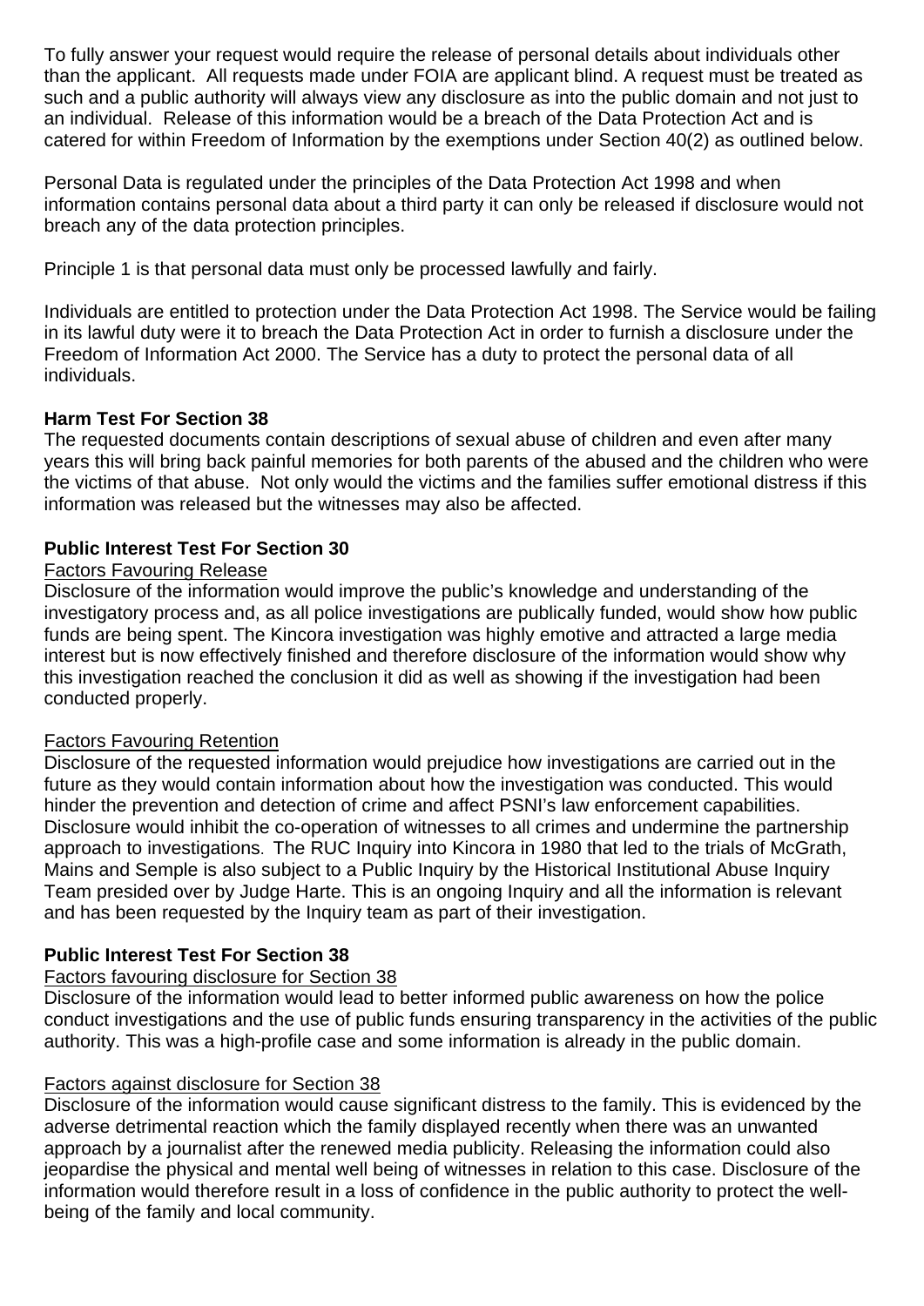To fully answer your request would require the release of personal details about individuals other than the applicant. All requests made under FOIA are applicant blind. A request must be treated as such and a public authority will always view any disclosure as into the public domain and not just to an individual. Release of this information would be a breach of the Data Protection Act and is catered for within Freedom of Information by the exemptions under Section 40(2) as outlined below.

Personal Data is regulated under the principles of the Data Protection Act 1998 and when information contains personal data about a third party it can only be released if disclosure would not breach any of the data protection principles.

Principle 1 is that personal data must only be processed lawfully and fairly.

Individuals are entitled to protection under the Data Protection Act 1998. The Service would be failing in its lawful duty were it to breach the Data Protection Act in order to furnish a disclosure under the Freedom of Information Act 2000. The Service has a duty to protect the personal data of all individuals.

**Harm Test For Section 38**

The requested documents contain descriptions of sexual abuse of children and even after many years this will bring back painful memories for both parents of the abused and the children who were the victims of that abuse. Not only would the victims and the families suffer emotional distress if this information was released but the witnesses may also be affected.

**Public Interest Test For Section 30**

<u>Factors Favouring Release</u>

Disclosure of the information would improve the public's knowledge and understanding of the investigatory process and, as all police investigations are publically funded, would show how public funds are being spent. The Kincora investigation was highly emotive and attracted a large media interest but is now effectively finished and therefore disclosure of the information would show why this investigation reached the conclusion it did as well as showing if the investigation had been conducted properly.

<u>Factors Favouring Retention</u>

Disclosure of the requested information would prejudice how investigations are carried out in the future as they would contain information about how the investigation was conducted. This would hinder the prevention and detection of crime and affect PSNI's law enforcement capabilities. Disclosure would inhibit the co-operation of witnesses to all crimes and undermine the partnership approach to investigations. The RUC Inquiry into Kincora in 1980 that led to the trials of McGrath, Mains and Semple is also subject to a Public Inquiry by the Historical Institutional Abuse Inquiry Team presided over by Judge Harte. This is an ongoing Inquiry and all the information is relevant and has been requested by the Inquiry team as part of their investigation.

**Public Interest Test For Section 38**

<u>Factors favouring disclosure for Section 38</u>

Disclosure of the information would lead to better informed public awareness on how the police conduct investigations and the use of public funds ensuring transparency in the activities of the public authority. This was a high-profile case and some information is already in the public domain.

<u>Factors against disclosure for Section 38</u>

Disclosure of the information would cause significant distress to the family. This is evidenced by the adverse detrimental reaction which the family displayed recently when there was an unwanted approach by a journalist after the renewed media publicity. Releasing the information could also jeopardise the physical and mental well being of witnesses in relation to this case. Disclosure of the information would therefore result in a loss of confidence in the public authority to protect the well-being of the family and local community.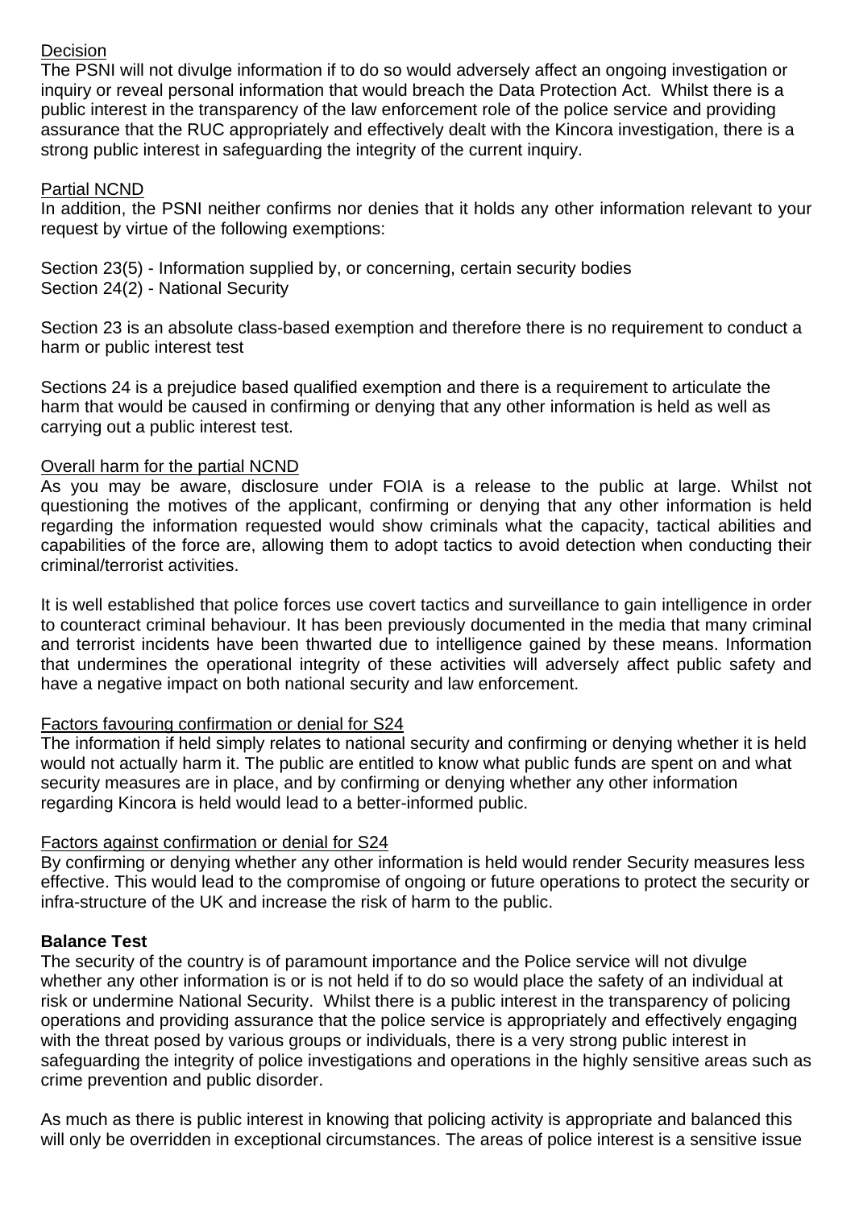Decision

The PSNI will not divulge information if to do so would adversely affect an ongoing investigation or inquiry or reveal personal information that would breach the Data Protection Act. Whilst there is a public interest in the transparency of the law enforcement role of the police service and providing assurance that the RUC appropriately and effectively dealt with the Kincora investigation, there is a strong public interest in safeguarding the integrity of the current inquiry.

Partial NCND

In addition, the PSNI neither confirms nor denies that it holds any other information relevant to your request by virtue of the following exemptions:

Section 23(5) - Information supplied by, or concerning, certain security bodies
Section 24(2) - National Security

Section 23 is an absolute class-based exemption and therefore there is no requirement to conduct a harm or public interest test

Sections 24 is a prejudice based qualified exemption and there is a requirement to articulate the harm that would be caused in confirming or denying that any other information is held as well as carrying out a public interest test.

Overall harm for the partial NCND

As you may be aware, disclosure under FOIA is a release to the public at large. Whilst not questioning the motives of the applicant, confirming or denying that any other information is held regarding the information requested would show criminals what the capacity, tactical abilities and capabilities of the force are, allowing them to adopt tactics to avoid detection when conducting their criminal/terrorist activities.

It is well established that police forces use covert tactics and surveillance to gain intelligence in order to counteract criminal behaviour. It has been previously documented in the media that many criminal and terrorist incidents have been thwarted due to intelligence gained by these means. Information that undermines the operational integrity of these activities will adversely affect public safety and have a negative impact on both national security and law enforcement.

Factors favouring confirmation or denial for S24

The information if held simply relates to national security and confirming or denying whether it is held would not actually harm it. The public are entitled to know what public funds are spent on and what security measures are in place, and by confirming or denying whether any other information regarding Kincora is held would lead to a better-informed public.

Factors against confirmation or denial for S24

By confirming or denying whether any other information is held would render Security measures less effective. This would lead to the compromise of ongoing or future operations to protect the security or infra-structure of the UK and increase the risk of harm to the public.

**Balance Test**

The security of the country is of paramount importance and the Police service will not divulge whether any other information is or is not held if to do so would place the safety of an individual at risk or undermine National Security. Whilst there is a public interest in the transparency of policing operations and providing assurance that the police service is appropriately and effectively engaging with the threat posed by various groups or individuals, there is a very strong public interest in safeguarding the integrity of police investigations and operations in the highly sensitive areas such as crime prevention and public disorder.

As much as there is public interest in knowing that policing activity is appropriate and balanced this will only be overridden in exceptional circumstances. The areas of police interest is a sensitive issue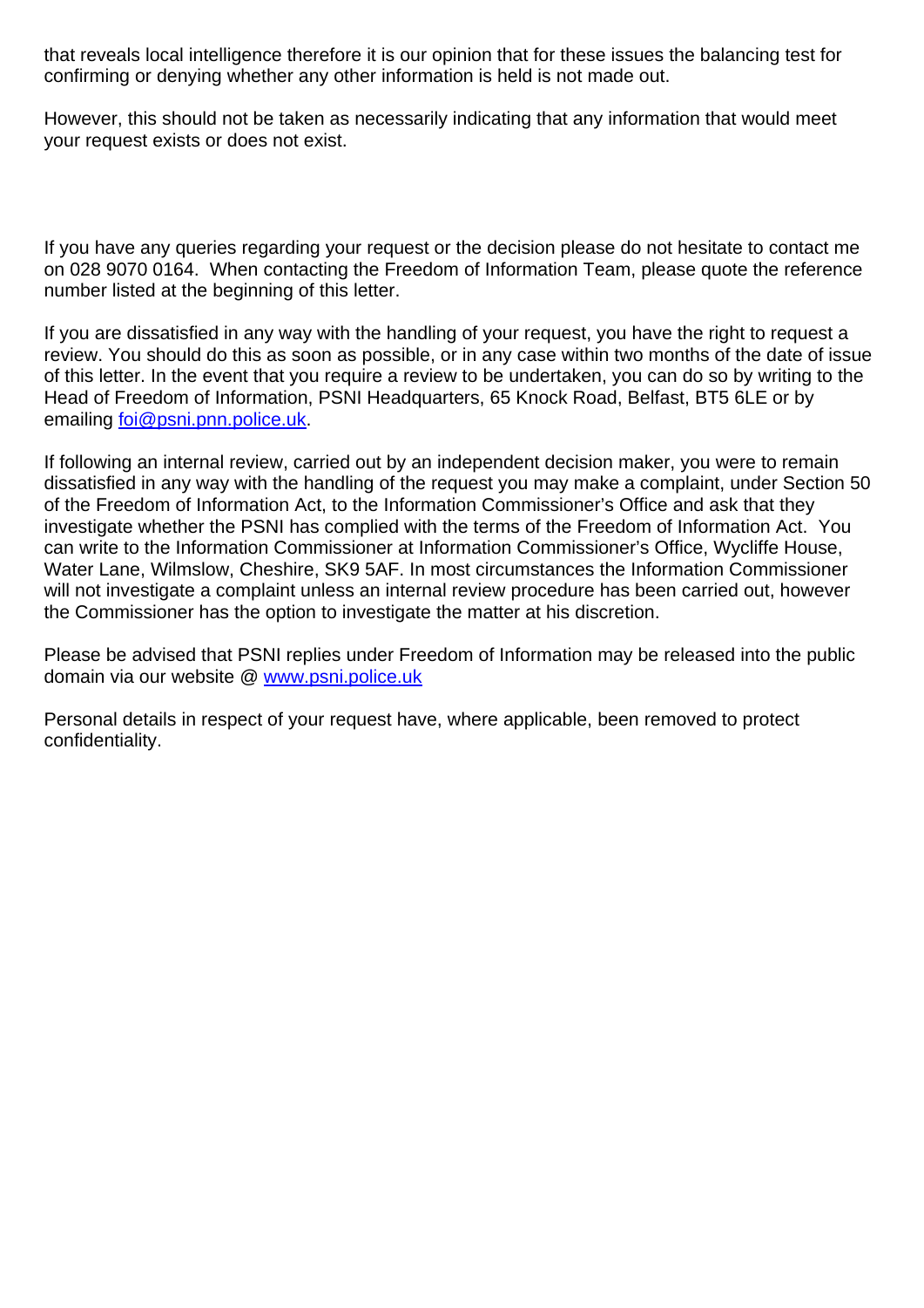that reveals local intelligence therefore it is our opinion that for these issues the balancing test for confirming or denying whether any other information is held is not made out.

However, this should not be taken as necessarily indicating that any information that would meet your request exists or does not exist.

If you have any queries regarding your request or the decision please do not hesitate to contact me on 028 9070 0164. When contacting the Freedom of Information Team, please quote the reference number listed at the beginning of this letter.

If you are dissatisfied in any way with the handling of your request, you have the right to request a review. You should do this as soon as possible, or in any case within two months of the date of issue of this letter. In the event that you require a review to be undertaken, you can do so by writing to the Head of Freedom of Information, PSNI Headquarters, 65 Knock Road, Belfast, BT5 6LE or by emailing foi@psni.pnn.police.uk.

If following an internal review, carried out by an independent decision maker, you were to remain dissatisfied in any way with the handling of the request you may make a complaint, under Section 50 of the Freedom of Information Act, to the Information Commissioner's Office and ask that they investigate whether the PSNI has complied with the terms of the Freedom of Information Act. You can write to the Information Commissioner at Information Commissioner's Office, Wycliffe House, Water Lane, Wilmslow, Cheshire, SK9 5AF. In most circumstances the Information Commissioner will not investigate a complaint unless an internal review procedure has been carried out, however the Commissioner has the option to investigate the matter at his discretion.

Please be advised that PSNI replies under Freedom of Information may be released into the public domain via our website @ www.psni.police.uk

Personal details in respect of your request have, where applicable, been removed to protect confidentiality.